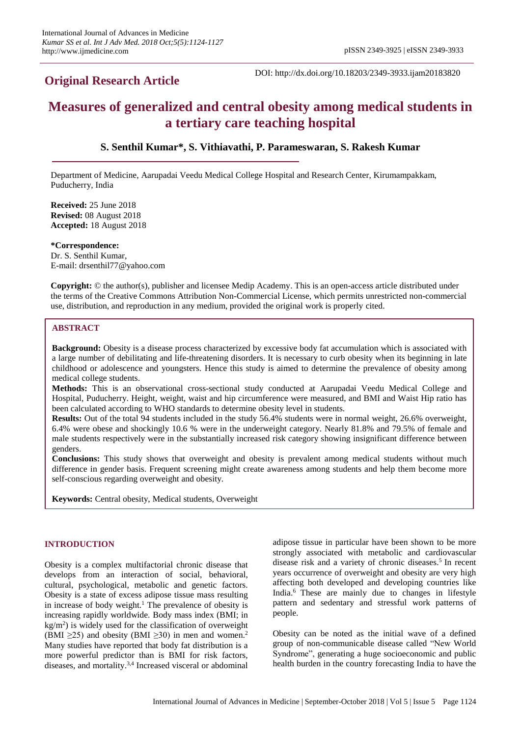## Original Research Article

DOI: http://dx.doi.org/10.18203/2349-3933.ijam20183820

# Measures of generalized and central obesity among medical students in a tertiary care teaching hospital

### S. Senthil Kumar*, S. Vithiavathi, P. Parameswaran, S. Rakesh Kumar

Department of Medicine, Aarupadai Veedu Medical College Hospital and Research Center, Kirumampakkam, Puducherry, India

**Received:** 25 June 2018
**Revised:** 08 August 2018
**Accepted:** 18 August 2018

**\*Correspondence:**
Dr. S. Senthil Kumar,
E-mail: drsenthil77@yahoo.com

**Copyright:** © the author(s), publisher and licensee Medip Academy. This is an open-access article distributed under the terms of the Creative Commons Attribution Non-Commercial License, which permits unrestricted non-commercial use, distribution, and reproduction in any medium, provided the original work is properly cited.

## ABSTRACT

**Background:** Obesity is a disease process characterized by excessive body fat accumulation which is associated with a large number of debilitating and life-threatening disorders. It is necessary to curb obesity when its beginning in late childhood or adolescence and youngsters. Hence this study is aimed to determine the prevalence of obesity among medical college students.

**Methods:** This is an observational cross-sectional study conducted at Aarupadai Veedu Medical College and Hospital, Puducherry. Height, weight, waist and hip circumference were measured, and BMI and Waist Hip ratio has been calculated according to WHO standards to determine obesity level in students.

**Results:** Out of the total 94 students included in the study 56.4% students were in normal weight, 26.6% overweight, 6.4% were obese and shockingly 10.6 % were in the underweight category. Nearly 81.8% and 79.5% of female and male students respectively were in the substantially increased risk category showing insignificant difference between genders.

**Conclusions:** This study shows that overweight and obesity is prevalent among medical students without much difference in gender basis. Frequent screening might create awareness among students and help them become more self-conscious regarding overweight and obesity.

**Keywords:** Central obesity, Medical students, Overweight

## INTRODUCTION

Obesity is a complex multifactorial chronic disease that develops from an interaction of social, behavioral, cultural, psychological, metabolic and genetic factors. Obesity is a state of excess adipose tissue mass resulting in increase of body weight.[1] The prevalence of obesity is increasing rapidly worldwide. Body mass index (BMI; in $kg/m^2$) is widely used for the classification of overweight (BMI $\geq$25) and obesity (BMI $\geq$30) in men and women.[2] Many studies have reported that body fat distribution is a more powerful predictor than is BMI for risk factors, diseases, and mortality.[3,4] Increased visceral or abdominal adipose tissue in particular have been shown to be more strongly associated with metabolic and cardiovascular disease risk and a variety of chronic diseases.[5] In recent years occurrence of overweight and obesity are very high affecting both developed and developing countries like India.[6] These are mainly due to changes in lifestyle pattern and sedentary and stressful work patterns of people.

Obesity can be noted as the initial wave of a defined group of non-communicable disease called "New World Syndrome", generating a huge socioeconomic and public health burden in the country forecasting India to have the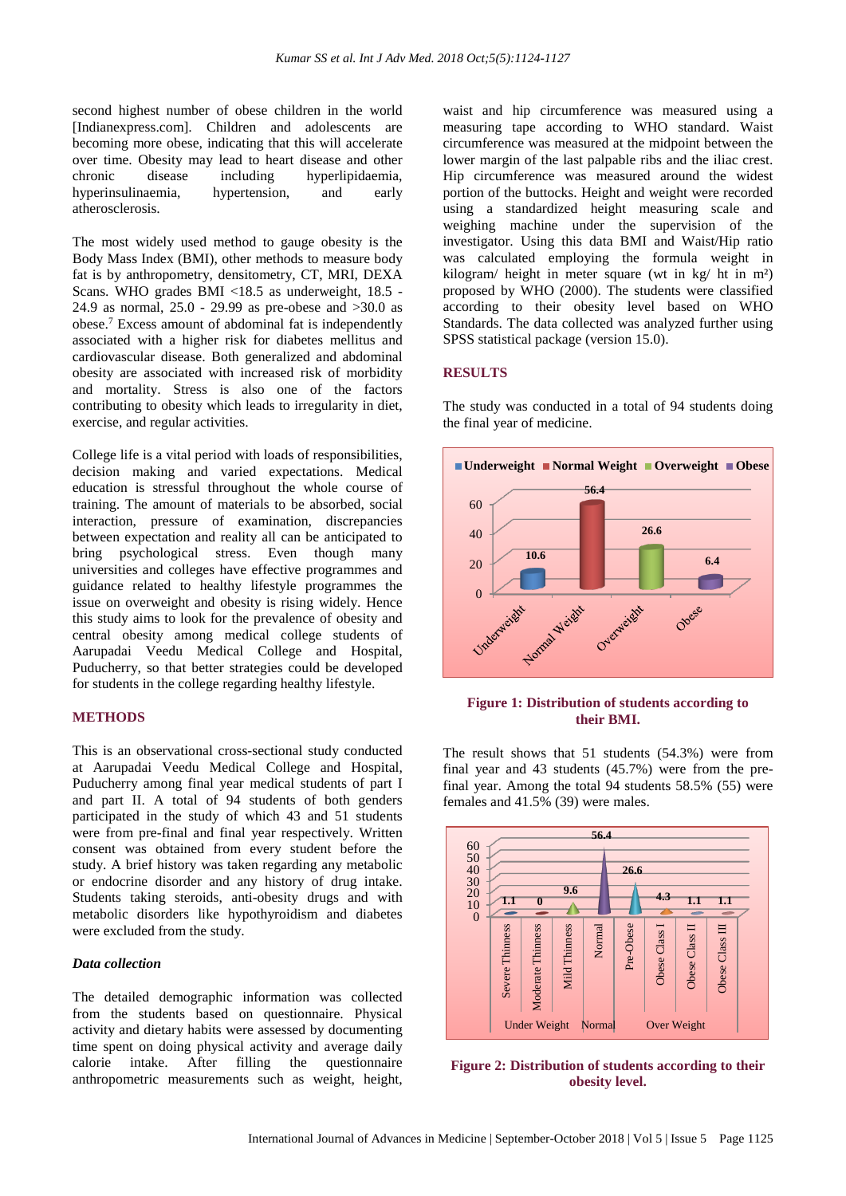second highest number of obese children in the world [Indianexpress.com]. Children and adolescents are becoming more obese, indicating that this will accelerate over time. Obesity may lead to heart disease and other chronic disease including hyperlipidaemia, hyperinsulinaemia, hypertension, and early atherosclerosis.

The most widely used method to gauge obesity is the Body Mass Index (BMI), other methods to measure body fat is by anthropometry, densitometry, CT, MRI, DEXA Scans. WHO grades BMI <18.5 as underweight, 18.5 - 24.9 as normal, 25.0 - 29.99 as pre-obese and >30.0 as obese.[7] Excess amount of abdominal fat is independently associated with a higher risk for diabetes mellitus and cardiovascular disease. Both generalized and abdominal obesity are associated with increased risk of morbidity and mortality. Stress is also one of the factors contributing to obesity which leads to irregularity in diet, exercise, and regular activities.

College life is a vital period with loads of responsibilities, decision making and varied expectations. Medical education is stressful throughout the whole course of training. The amount of materials to be absorbed, social interaction, pressure of examination, discrepancies between expectation and reality all can be anticipated to bring psychological stress. Even though many universities and colleges have effective programmes and guidance related to healthy lifestyle programmes the issue on overweight and obesity is rising widely. Hence this study aims to look for the prevalence of obesity and central obesity among medical college students of Aarupadai Veedu Medical College and Hospital, Puducherry, so that better strategies could be developed for students in the college regarding healthy lifestyle.

## METHODS

This is an observational cross-sectional study conducted at Aarupadai Veedu Medical College and Hospital, Puducherry among final year medical students of part I and part II. A total of 94 students of both genders participated in the study of which 43 and 51 students were from pre-final and final year respectively. Written consent was obtained from every student before the study. A brief history was taken regarding any metabolic or endocrine disorder and any history of drug intake. Students taking steroids, anti-obesity drugs and with metabolic disorders like hypothyroidism and diabetes were excluded from the study.

### *Data collection*

The detailed demographic information was collected from the students based on questionnaire. Physical activity and dietary habits were assessed by documenting time spent on doing physical activity and average daily calorie intake. After filling the questionnaire anthropometric measurements such as weight, height, waist and hip circumference was measured using a measuring tape according to WHO standard. Waist circumference was measured at the midpoint between the lower margin of the last palpable ribs and the iliac crest. Hip circumference was measured around the widest portion of the buttocks. Height and weight were recorded using a standardized height measuring scale and weighing machine under the supervision of the investigator. Using this data BMI and Waist/Hip ratio was calculated employing the formula weight in kilogram/ height in meter square (wt in kg/ ht in m²) proposed by WHO (2000). The students were classified according to their obesity level based on WHO Standards. The data collected was analyzed further using SPSS statistical package (version 15.0).

## RESULTS

The study was conducted in a total of 94 students doing the final year of medicine.

**Figure 1: Distribution of students according to their BMI.**

The result shows that 51 students (54.3%) were from final year and 43 students (45.7%) were from the pre-final year. Among the total 94 students 58.5% (55) were females and 41.5% (39) were males.

**Figure 2: Distribution of students according to their obesity level.**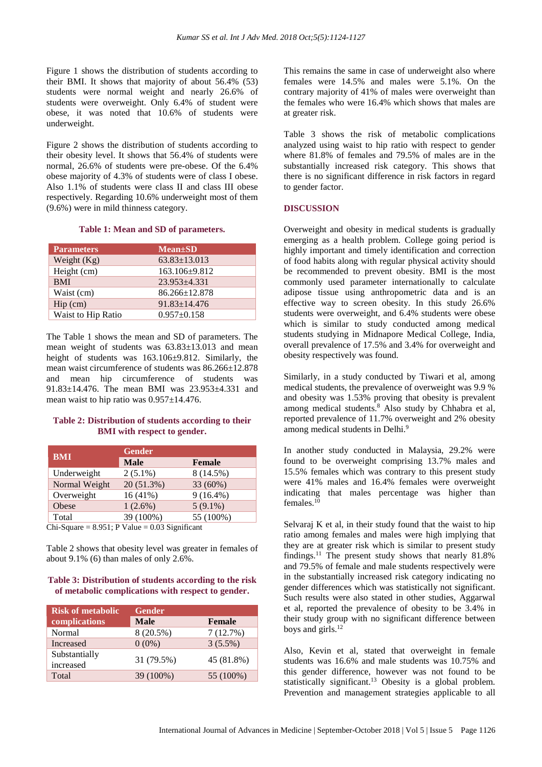Figure 1 shows the distribution of students according to their BMI. It shows that majority of about 56.4% (53) students were normal weight and nearly 26.6% of students were overweight. Only 6.4% of student were obese, it was noted that 10.6% of students were underweight.

Figure 2 shows the distribution of students according to their obesity level. It shows that 56.4% of students were normal, 26.6% of students were pre-obese. Of the 6.4% obese majority of 4.3% of students were of class I obese. Also 1.1% of students were class II and class III obese respectively. Regarding 10.6% underweight most of them (9.6%) were in mild thinness category.

**Table 1: Mean and SD of parameters.**

| Parameters | Mean±SD |
|---|---|
| Weight (Kg) | 63.83±13.013 |
| Height (cm) | 163.106±9.812 |
| BMI | 23.953±4.331 |
| Waist (cm) | 86.266±12.878 |
| Hip (cm) | 91.83±14.476 |
| Waist to Hip Ratio | 0.957±0.158 |

The Table 1 shows the mean and SD of parameters. The mean weight of students was 63.83±13.013 and mean height of students was 163.106±9.812. Similarly, the mean waist circumference of students was 86.266±12.878 and mean hip circumference of students was 91.83±14.476. The mean BMI was 23.953±4.331 and mean waist to hip ratio was 0.957±14.476.

**Table 2: Distribution of students according to their BMI with respect to gender.**

| BMI | Gender | |
|---|---|---|
| | Male | Female |
| Underweight | 2 (5.1%) | 8 (14.5%) |
| Normal Weight | 20 (51.3%) | 33 (60%) |
| Overweight | 16 (41%) | 9 (16.4%) |
| Obese | 1 (2.6%) | 5 (9.1%) |
| Total | 39 (100%) | 55 (100%) |

Chi-Square = 8.951; P Value = 0.03 Significant

Table 2 shows that obesity level was greater in females of about 9.1% (6) than males of only 2.6%.

**Table 3: Distribution of students according to the risk of metabolic complications with respect to gender.**

| Risk of metabolic complications | Gender | |
|---|---|---|
| | Male | Female |
| Normal | 8 (20.5%) | 7 (12.7%) |
| Increased | 0 (0%) | 3 (5.5%) |
| Substantially increased | 31 (79.5%) | 45 (81.8%) |
| Total | 39 (100%) | 55 (100%) |

This remains the same in case of underweight also where females were 14.5% and males were 5.1%. On the contrary majority of 41% of males were overweight than the females who were 16.4% which shows that males are at greater risk.

Table 3 shows the risk of metabolic complications analyzed using waist to hip ratio with respect to gender where 81.8% of females and 79.5% of males are in the substantially increased risk category. This shows that there is no significant difference in risk factors in regard to gender factor.

## DISCUSSION

Overweight and obesity in medical students is gradually emerging as a health problem. College going period is highly important and timely identification and correction of food habits along with regular physical activity should be recommended to prevent obesity. BMI is the most commonly used parameter internationally to calculate adipose tissue using anthropometric data and is an effective way to screen obesity. In this study 26.6% students were overweight, and 6.4% students were obese which is similar to study conducted among medical students studying in Midnapore Medical College, India, overall prevalence of 17.5% and 3.4% for overweight and obesity respectively was found.

Similarly, in a study conducted by Tiwari et al, among medical students, the prevalence of overweight was 9.9 % and obesity was 1.53% proving that obesity is prevalent among medical students.[8] Also study by Chhabra et al, reported prevalence of 11.7% overweight and 2% obesity among medical students in Delhi.[9]

In another study conducted in Malaysia, 29.2% were found to be overweight comprising 13.7% males and 15.5% females which was contrary to this present study were 41% males and 16.4% females were overweight indicating that males percentage was higher than females.[10]

Selvaraj K et al, in their study found that the waist to hip ratio among females and males were high implying that they are at greater risk which is similar to present study findings.[11] The present study shows that nearly 81.8% and 79.5% of female and male students respectively were in the substantially increased risk category indicating no gender differences which was statistically not significant. Such results were also stated in other studies, Aggarwal et al, reported the prevalence of obesity to be 3.4% in their study group with no significant difference between boys and girls.[12]

Also, Kevin et al, stated that overweight in female students was 16.6% and male students was 10.75% and this gender difference, however was not found to be statistically significant.[13] Obesity is a global problem. Prevention and management strategies applicable to all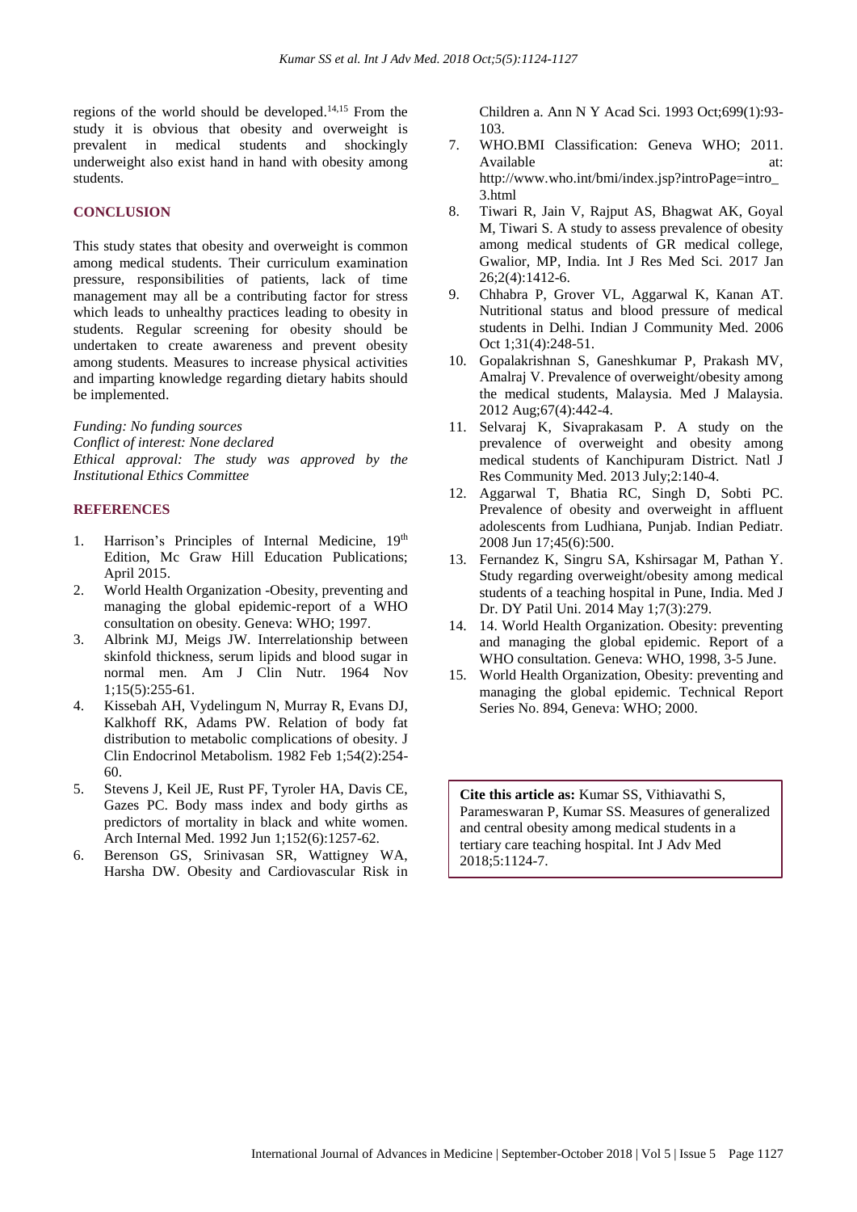regions of the world should be developed.[14,15] From the study it is obvious that obesity and overweight is prevalent in medical students and shockingly underweight also exist hand in hand with obesity among students.

## CONCLUSION

This study states that obesity and overweight is common among medical students. Their curriculum examination pressure, responsibilities of patients, lack of time management may all be a contributing factor for stress which leads to unhealthy practices leading to obesity in students. Regular screening for obesity should be undertaken to create awareness and prevent obesity among students. Measures to increase physical activities and imparting knowledge regarding dietary habits should be implemented.

*Funding: No funding sources*
*Conflict of interest: None declared*
*Ethical approval: The study was approved by the Institutional Ethics Committee*

## REFERENCES

1. Harrison's Principles of Internal Medicine, 19th Edition, Mc Graw Hill Education Publications; April 2015.
2. World Health Organization -Obesity, preventing and managing the global epidemic-report of a WHO consultation on obesity. Geneva: WHO; 1997.
3. Albrink MJ, Meigs JW. Interrelationship between skinfold thickness, serum lipids and blood sugar in normal men. Am J Clin Nutr. 1964 Nov 1;15(5):255-61.
4. Kissebah AH, Vydelingum N, Murray R, Evans DJ, Kalkhoff RK, Adams PW. Relation of body fat distribution to metabolic complications of obesity. J Clin Endocrinol Metabolism. 1982 Feb 1;54(2):254-60.
5. Stevens J, Keil JE, Rust PF, Tyroler HA, Davis CE, Gazes PC. Body mass index and body girths as predictors of mortality in black and white women. Arch Internal Med. 1992 Jun 1;152(6):1257-62.
6. Berenson GS, Srinivasan SR, Wattigney WA, Harsha DW. Obesity and Cardiovascular Risk in Children a. Ann N Y Acad Sci. 1993 Oct;699(1):93-103.
7. WHO.BMI Classification: Geneva WHO; 2011. Available at: http://www.who.int/bmi/index.jsp?introPage=intro_3.html
8. Tiwari R, Jain V, Rajput AS, Bhagwat AK, Goyal M, Tiwari S. A study to assess prevalence of obesity among medical students of GR medical college, Gwalior, MP, India. Int J Res Med Sci. 2017 Jan 26;2(4):1412-6.
9. Chhabra P, Grover VL, Aggarwal K, Kanan AT. Nutritional status and blood pressure of medical students in Delhi. Indian J Community Med. 2006 Oct 1;31(4):248-51.
10. Gopalakrishnan S, Ganeshkumar P, Prakash MV, Amalraj V. Prevalence of overweight/obesity among the medical students, Malaysia. Med J Malaysia. 2012 Aug;67(4):442-4.
11. Selvaraj K, Sivaprakasam P. A study on the prevalence of overweight and obesity among medical students of Kanchipuram District. Natl J Res Community Med. 2013 July;2:140-4.
12. Aggarwal T, Bhatia RC, Singh D, Sobti PC. Prevalence of obesity and overweight in affluent adolescents from Ludhiana, Punjab. Indian Pediatr. 2008 Jun 17;45(6):500.
13. Fernandez K, Singru SA, Kshirsagar M, Pathan Y. Study regarding overweight/obesity among medical students of a teaching hospital in Pune, India. Med J Dr. DY Patil Uni. 2014 May 1;7(3):279.
14. 14. World Health Organization. Obesity: preventing and managing the global epidemic. Report of a WHO consultation. Geneva: WHO, 1998, 3-5 June.
15. World Health Organization, Obesity: preventing and managing the global epidemic. Technical Report Series No. 894, Geneva: WHO; 2000.

**Cite this article as:** Kumar SS, Vithiavathi S, Parameswaran P, Kumar SS. Measures of generalized and central obesity among medical students in a tertiary care teaching hospital. Int J Adv Med 2018;5:1124-7.